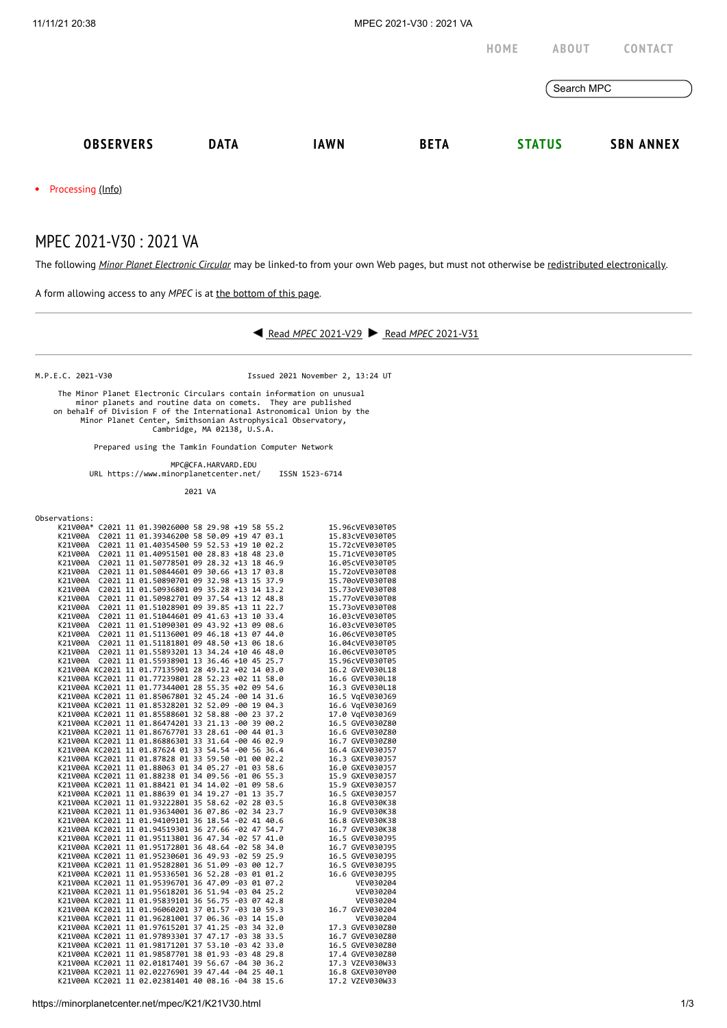HOME ABOUT CONTACT

Search MPC

**OBSERVERS** **DATA** **IAWN** **BETA** **STATUS** **SBN ANNEX**

- Processing (Info)

# MPEC 2021-V30 : 2021 VA

The following *Minor Planet Electronic Circular* may be linked-to from your own Web pages, but must not otherwise be redistributed electronically.

A form allowing access to any *MPEC* is at the bottom of this page.

◀ Read *MPEC* 2021-V29 ▶ Read *MPEC* 2021-V31

```
M.P.E.C. 2021-V30                              Issued 2021 November 2, 13:24 UT

     The Minor Planet Electronic Circulars contain information on unusual
         minor planets and routine data on comets.  They are published
   on behalf of Division F of the International Astronomical Union by the
          Minor Planet Center, Smithsonian Astrophysical Observatory,
                          Cambridge, MA 02138, U.S.A.

                Prepared using the Tamkin Foundation Computer Network

                             MPC@CFA.HARVARD.EDU
            URL https://www.minorplanetcenter.net/     ISSN 1523-6714

                                   2021 VA

Observations:
     K21V00A* C2021 11 01.39026000 58 29.98 +19 58 55.2          15.96cVEV030T05
     K21V00A  C2021 11 01.39346200 58 50.09 +19 47 03.1          15.83cVEV030T05
     K21V00A  C2021 11 01.40354500 59 52.53 +19 10 02.2          15.72cVEV030T05
     K21V00A  C2021 11 01.40951501 00 28.83 +18 48 23.0          15.71cVEV030T05
     K21V00A  C2021 11 01.50778501 09 28.32 +13 18 46.9          16.05cVEV030T05
     K21V00A  C2021 11 01.50844601 09 30.66 +13 17 03.8          15.72oVEV030T08
     K21V00A  C2021 11 01.50890701 09 32.98 +13 15 37.9          15.70oVEV030T08
     K21V00A  C2021 11 01.50936801 09 35.28 +13 14 13.2          15.73oVEV030T08
     K21V00A  C2021 11 01.50982701 09 37.54 +13 12 48.8          15.77oVEV030T08
     K21V00A  C2021 11 01.51028901 09 39.85 +13 11 22.7          15.73oVEV030T08
     K21V00A  C2021 11 01.51044601 09 41.63 +13 10 33.4          16.03cVEV030T05
     K21V00A  C2021 11 01.51090301 09 43.92 +13 09 08.6          16.03cVEV030T05
     K21V00A  C2021 11 01.51136001 09 46.18 +13 07 44.0          16.06cVEV030T05
     K21V00A  C2021 11 01.51181801 09 48.50 +13 06 18.6          16.04cVEV030T05
     K21V00A  C2021 11 01.55893201 13 34.24 +10 46 48.0          16.06cVEV030T05
     K21V00A  C2021 11 01.55938901 13 36.46 +10 45 25.7          15.96cVEV030T05
     K21V00A KC2021 11 01.77135901 28 49.12 +02 14 03.0          16.2 GVEV030L18
     K21V00A KC2021 11 01.77239801 28 52.23 +02 11 58.0          16.6 GVEV030L18
     K21V00A KC2021 11 01.77344001 28 55.35 +02 09 54.6          16.3 GVEV030L18
     K21V00A KC2021 11 01.85067801 32 45.24 -00 14 31.6          16.5 VqEV030J69
     K21V00A KC2021 11 01.85328201 32 52.09 -00 19 04.3          16.6 VqEV030J69
     K21V00A KC2021 11 01.85588601 32 58.88 -00 23 37.2          17.0 VqEV030J69
     K21V00A KC2021 11 01.86474201 33 21.13 -00 39 00.2          16.5 GVEV030Z80
     K21V00A KC2021 11 01.86767701 33 28.61 -00 44 01.3          16.6 GVEV030Z80
     K21V00A KC2021 11 01.86886301 33 31.64 -00 46 02.9          16.7 GVEV030Z80
     K21V00A KC2021 11 01.87624 01 33 54.54 -00 56 36.4          16.4 GXEV030J57
     K21V00A KC2021 11 01.87828 01 33 59.50 -01 00 02.2          16.3 GXEV030J57
     K21V00A KC2021 11 01.88063 01 34 05.27 -01 03 58.6          16.0 GXEV030J57
     K21V00A KC2021 11 01.88238 01 34 09.56 -01 06 55.3          15.9 GXEV030J57
     K21V00A KC2021 11 01.88421 01 34 14.02 -01 09 58.6          15.9 GXEV030J57
     K21V00A KC2021 11 01.88639 01 34 19.27 -01 13 35.7          16.5 GXEV030J57
     K21V00A KC2021 11 01.93222801 35 58.62 -02 28 03.5          16.8 GVEV030K38
     K21V00A KC2021 11 01.93634001 36 07.86 -02 34 23.7          16.9 GVEV030K38
     K21V00A KC2021 11 01.94109101 36 18.54 -02 41 40.6          16.8 GVEV030K38
     K21V00A KC2021 11 01.94519301 36 27.66 -02 47 54.7          16.7 GVEV030K38
     K21V00A KC2021 11 01.95113801 36 47.34 -02 57 41.0          16.5 GVEV030J95
     K21V00A KC2021 11 01.95172801 36 48.64 -02 58 34.0          16.7 GVEV030J95
     K21V00A KC2021 11 01.95230601 36 49.93 -02 59 25.9          16.5 GVEV030J95
     K21V00A KC2021 11 01.95282801 36 51.09 -03 00 12.7          16.5 GVEV030J95
     K21V00A KC2021 11 01.95336501 36 52.28 -03 01 01.2          16.6 GVEV030J95
     K21V00A KC2021 11 01.95396701 36 47.09 -03 01 07.2               VEV030204
     K21V00A KC2021 11 01.95618201 36 51.94 -03 04 25.2               VEV030204
     K21V00A KC2021 11 01.95839101 36 56.75 -03 07 42.8               VEV030204
     K21V00A KC2021 11 01.96060201 37 01.57 -03 10 59.3          16.7 GVEV030204
     K21V00A KC2021 11 01.96281001 37 06.36 -03 14 15.0               VEV030204
     K21V00A KC2021 11 01.97615201 37 41.25 -03 34 32.0          17.3 GVEV030Z80
     K21V00A KC2021 11 01.97893301 37 47.17 -03 38 33.5          16.7 GVEV030Z80
     K21V00A KC2021 11 01.98171201 37 53.10 -03 42 33.0          16.5 GVEV030Z80
     K21V00A KC2021 11 01.98587701 38 01.93 -03 48 29.8          17.4 GVEV030Z80
     K21V00A KC2021 11 02.01817401 39 56.67 -04 30 36.2          17.3 VZEV030W33
     K21V00A KC2021 11 02.02276901 39 47.44 -04 25 40.1          16.8 GXEV030Y00
     K21V00A KC2021 11 02.02381401 40 08.16 -04 38 15.6          17.2 VZEV030W33
```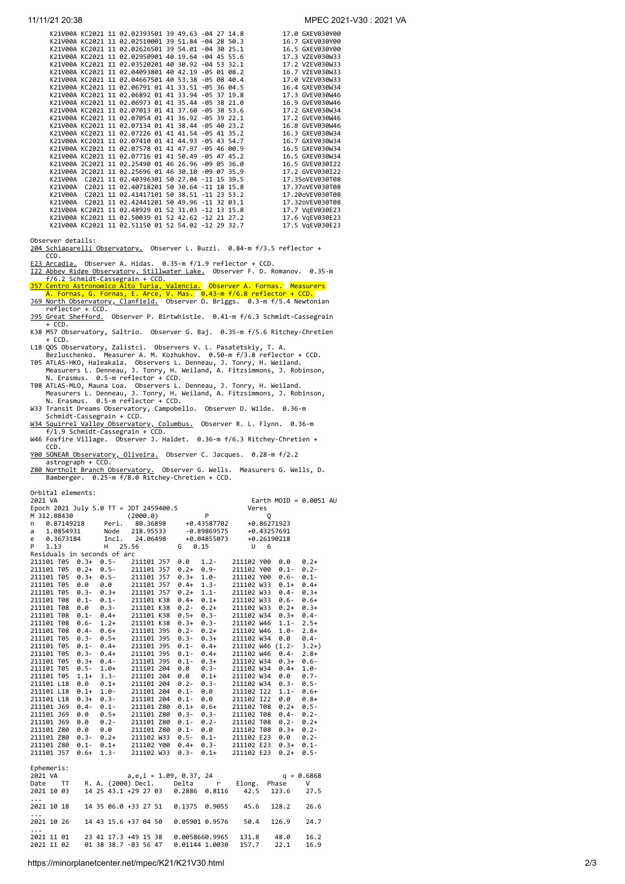```
     K21V00A KC2021 11 02.02393501 39 49.63 -04 27 14.8          17.0 GXEV030Y00
     K21V00A KC2021 11 02.02510001 39 51.84 -04 28 50.3          16.7 GXEV030Y00
     K21V00A KC2021 11 02.02626501 39 54.01 -04 30 25.1          16.5 GXEV030Y00
     K21V00A KC2021 11 02.02950901 40 19.64 -04 45 55.6          17.3 VZEV030W33
     K21V00A KC2021 11 02.03520201 40 30.92 -04 53 32.1          17.2 VZEV030W33
     K21V00A KC2021 11 02.04093801 40 42.19 -05 01 08.2          16.7 VZEV030W33
     K21V00A KC2021 11 02.04667501 40 53.38 -05 08 40.4          17.0 VZEV030W33
     K21V00A KC2021 11 02.06791 01 41 33.51 -05 36 04.5          16.4 GXEV030W34
     K21V00A KC2021 11 02.06892 01 41 33.94 -05 37 19.8          17.3 GVEV030W46
     K21V00A KC2021 11 02.06973 01 41 35.44 -05 38 21.0          16.9 GVEV030W46
     K21V00A KC2021 11 02.07013 01 41 37.60 -05 38 53.6          17.2 GXEV030W34
     K21V00A KC2021 11 02.07054 01 41 36.92 -05 39 22.1          17.2 GVEV030W46
     K21V00A KC2021 11 02.07134 01 41 38.44 -05 40 23.2          16.8 GVEV030W46
     K21V00A KC2021 11 02.07226 01 41 41.54 -05 41 35.2          16.3 GXEV030W34
     K21V00A KC2021 11 02.07410 01 41 44.93 -05 43 54.7          16.7 GXEV030W34
     K21V00A KC2021 11 02.07578 01 41 47.97 -05 46 00.9          16.5 GXEV030W34
     K21V00A KC2021 11 02.07716 01 41 50.49 -05 47 45.2          16.5 GXEV030W34
     K21V00A 2C2021 11 02.25490 01 46 26.96 -09 05 36.0          16.5 GVEV030I22
     K21V00A 2C2021 11 02.25696 01 46 30.10 -09 07 35.9          17.2 GVEV030I22
     K21V00A  C2021 11 02.40396301 50 27.04 -11 15 39.5          17.35oVEV030T08
     K21V00A  C2021 11 02.40718201 50 30.64 -11 18 15.8          17.37oVEV030T08
     K21V00A  C2021 11 02.41417101 50 38.51 -11 23 53.2          17.20oVEV030T08
     K21V00A  C2021 11 02.42441201 50 49.96 -11 32 03.1          17.32oVEV030T08
     K21V00A KC2021 11 02.48929 01 52 31.03 -12 13 15.8          17.7 VqEV030E23
     K21V00A KC2021 11 02.50039 01 52 42.62 -12 21 27.2          17.6 VqEV030E23
     K21V00A KC2021 11 02.51150 01 52 54.02 -12 29 32.7          17.5 VqEV030E23
```

Observer details:

```
204 Schiaparelli Observatory.  Observer L. Buzzi.  0.84-m f/3.5 reflector +
    CCD.
E23 Arcadia.  Observer A. Hidas.  0.35-m f/1.9 reflector + CCD.
I22 Abbey Ridge Observatory, Stillwater Lake.  Observer F. D. Romanov.  0.35-m
    f/6.2 Schmidt-Cassegrain + CCD.
J57 Centro Astronomico Alto Turia, Valencia.  Observer A. Fornas.  Measurers
    A. Fornas, G. Fornas, E. Arce, V. Mas.  0.43-m f/6.8 reflector + CCD.
J69 North Observatory, Clanfield.  Observer D. Briggs.  0.3-m f/5.4 Newtonian
    reflector + CCD.
J95 Great Shefford.  Observer P. Birtwhistle.  0.41-m f/6.3 Schmidt-Cassegrain
    + CCD.
K38 M57 Observatory, Saltrio.  Observer G. Baj.  0.35-m f/5.6 Ritchey-Chretien
    + CCD.
L18 QOS Observatory, Zalistci.  Observers V. L. Pasatetskiy, T. A.
    Bezluschenko.  Measurer A. M. Kozhukhov.  0.50-m f/3.8 reflector + CCD.
T05 ATLAS-HKO, Haleakala.  Observers L. Denneau, J. Tonry, H. Weiland.
    Measurers L. Denneau, J. Tonry, H. Weiland, A. Fitzsimmons, J. Robinson,
    N. Erasmus.  0.5-m reflector + CCD.
T08 ATLAS-MLO, Mauna Loa.  Observers L. Denneau, J. Tonry, H. Weiland.
    Measurers L. Denneau, J. Tonry, H. Weiland, A. Fitzsimmons, J. Robinson,
    N. Erasmus.  0.5-m reflector + CCD.
W33 Transit Dreams Observatory, Campobello.  Observer D. Wilde.  0.36-m
    Schmidt-Cassegrain + CCD.
W34 Squirrel Valley Observatory, Columbus.  Observer R. L. Flynn.  0.36-m
    f/1.9 Schmidt-Cassegrain + CCD.
W46 Foxfire Village.  Observer J. Haidet.  0.36-m f/6.3 Ritchey-Chretien +
    CCD.
Y00 SONEAR Observatory, Oliveira.  Observer C. Jacques.  0.28-m f/2.2
    astrograph + CCD.
Z80 Northolt Branch Observatory.  Observer G. Wells.  Measurers G. Wells, D.
    Bamberger.  0.25-m f/8.0 Ritchey-Chretien + CCD.
```

Orbital elements:

```
2021 VA                                                 Earth MOID = 0.0051 AU
Epoch 2021 July 5.0 TT = JDT 2459400.5                Veres
M 312.88430              (2000.0)            P               Q
n   0.87149218     Peri.   80.36898      +0.43587702     +0.86271923
a   1.0854931      Node   218.95533      -0.89869575     +0.43257691
e   0.3673184      Incl.   24.06498      +0.04855073     +0.26190218
P   1.13           H  25.56           G   0.15           U   6
Residuals in seconds of arc
211101 T05  0.3+  0.5-    211101 J57  0.0   1.2-    211102 Y00  0.0   0.2+
211101 T05  0.2+  0.5-    211101 J57  0.2+  0.9-    211102 Y00  0.1-  0.2-
211101 T05  0.3+  0.5-    211101 J57  0.3+  1.0-    211102 Y00  0.6-  0.1-
211101 T05  0.0   0.0     211101 J57  0.4+  1.3-    211102 W33  0.1+  0.4+
211101 T05  0.3-  0.3+    211101 J57  0.2+  1.1-    211102 W33  0.4-  0.3+
211101 T08  0.1-  0.1-    211101 K38  0.4+  0.1+    211102 W33  0.6-  0.6+
211101 T08  0.0   0.3-    211101 K38  0.2-  0.2+    211102 W33  0.2+  0.3+
211101 T08  0.1-  0.4+    211101 K38  0.5+  0.3-    211102 W34  0.3+  0.4-
211101 T08  0.6-  1.2+    211101 K38  0.3+  0.3-    211102 W46  1.1-  2.5+
211101 T08  0.4-  0.6+    211101 J95  0.2-  0.2+    211102 W46  1.0-  2.8+
211101 T05  0.3-  0.5+    211101 J95  0.3-  0.3+    211102 W34  0.0   0.4-
211101 T05  0.1-  0.4+    211101 J95  0.1-  0.4+    211102 W46 (1.2-  3.2+)
211101 T05  0.3-  0.4+    211101 J95  0.1-  0.4+    211102 W46  0.4-  2.8+
211101 T05  0.3+  0.4-    211101 J95  0.1-  0.3+    211102 W34  0.3+  0.6-
211101 T05  0.5-  1.0+    211101 204  0.0   0.3-    211102 W34  0.4+  1.0-
211101 T05  1.1+  3.3-    211101 204  0.0   0.1+    211102 W34  0.0   0.7-
211101 L18  0.0   0.1+    211101 204  0.2-  0.3-    211102 W34  0.3-  0.5-
211101 L18  0.1+  1.0-    211101 204  0.1-  0.0     211102 I22  1.1-  0.6+
211101 L18  0.3+  0.3-    211101 204  0.1-  0.0     211102 I22  0.0   0.8+
211101 J69  0.4-  0.1-    211101 Z80  0.1+  0.6+    211102 T08  0.2+  0.5-
211101 J69  0.0   0.5+    211101 Z80  0.3-  0.3-    211102 T08  0.4-  0.2-
211101 J69  0.0   0.2-    211101 Z80  0.1-  0.2-    211102 T08  0.2-  0.2+
211101 Z80  0.0   0.0     211101 Z80  0.1-  0.0     211102 T08  0.3+  0.2-
211101 Z80  0.3-  0.2+    211102 W33  0.5-  0.1-    211102 E23  0.0   0.2-
211101 Z80  0.1-  0.1+    211102 Y00  0.4+  0.3-    211102 E23  0.3+  0.1-
211101 J57  0.6+  1.3-    211102 W33  0.3-  0.1+    211102 E23  0.2+  0.5-
```

Ephemeris:

```
2021 VA                  a,e,i = 1.09, 0.37, 24                   q = 0.6868
Date    TT       R. A. (2000) Decl.     Delta      r     Elong.  Phase    V
2021 10 03     14 25 43.1 +29 27 03   0.2886  0.8116    42.5   123.6    27.5
...
2021 10 18     14 35 06.0 +33 27 51   0.1375  0.9055    45.6   128.2    26.6
...
2021 10 26     14 43 15.6 +37 04 50   0.05901 0.9576    50.4   126.9    24.7
...
2021 11 01     23 41 17.3 +49 15 38   0.0058660.9965   131.8    48.0    16.2
2021 11 02     01 38 38.7 -03 56 47   0.01144 1.0030   157.7    22.1    16.9
```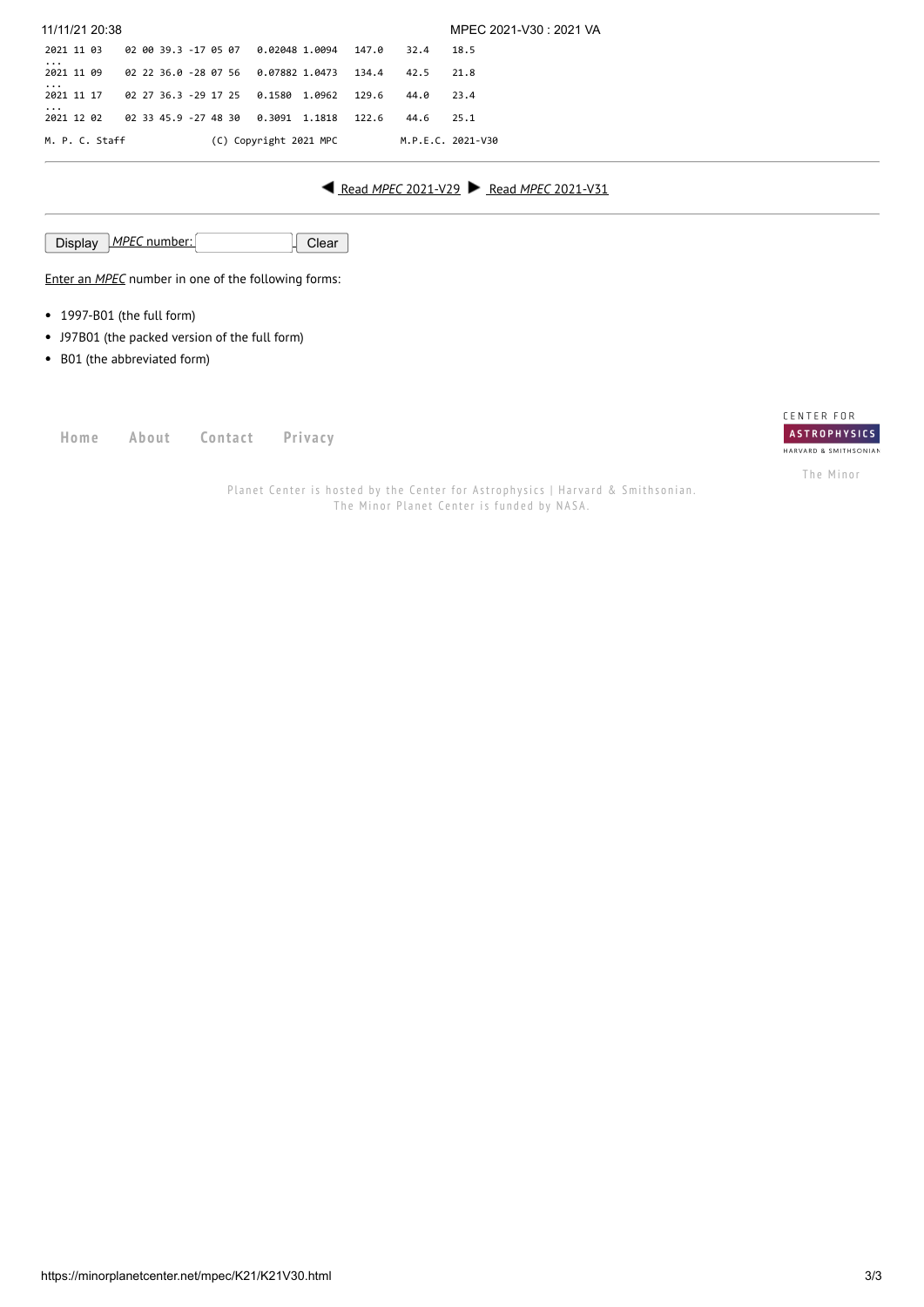```
2021 11 03    02 00 39.3 -17 05 07   0.02048 1.0094   147.0    32.4    18.5
...
2021 11 09    02 22 36.0 -28 07 56   0.07882 1.0473   134.4    42.5    21.8
...
2021 11 17    02 27 36.3 -29 17 25   0.1580  1.0962   129.6    44.0    23.4
...
2021 12 02    02 33 45.9 -27 48 30   0.3091  1.1818   122.6    44.6    25.1

M. P. C. Staff              (C) Copyright 2021 MPC          M.P.E.C. 2021-V30
```

◀ Read *MPEC* 2021-V29 ▶ Read *MPEC* 2021-V31

Display *MPEC* number: Clear

Enter an *MPEC* number in one of the following forms:

- 1997-B01 (the full form)
- J97B01 (the packed version of the full form)
- B01 (the abbreviated form)

Home About Contact Privacy

CENTER FOR ASTROPHYSICS HARVARD & SMITHSONIAN

The Minor Planet Center is hosted by the Center for Astrophysics | Harvard & Smithsonian.
The Minor Planet Center is funded by NASA.